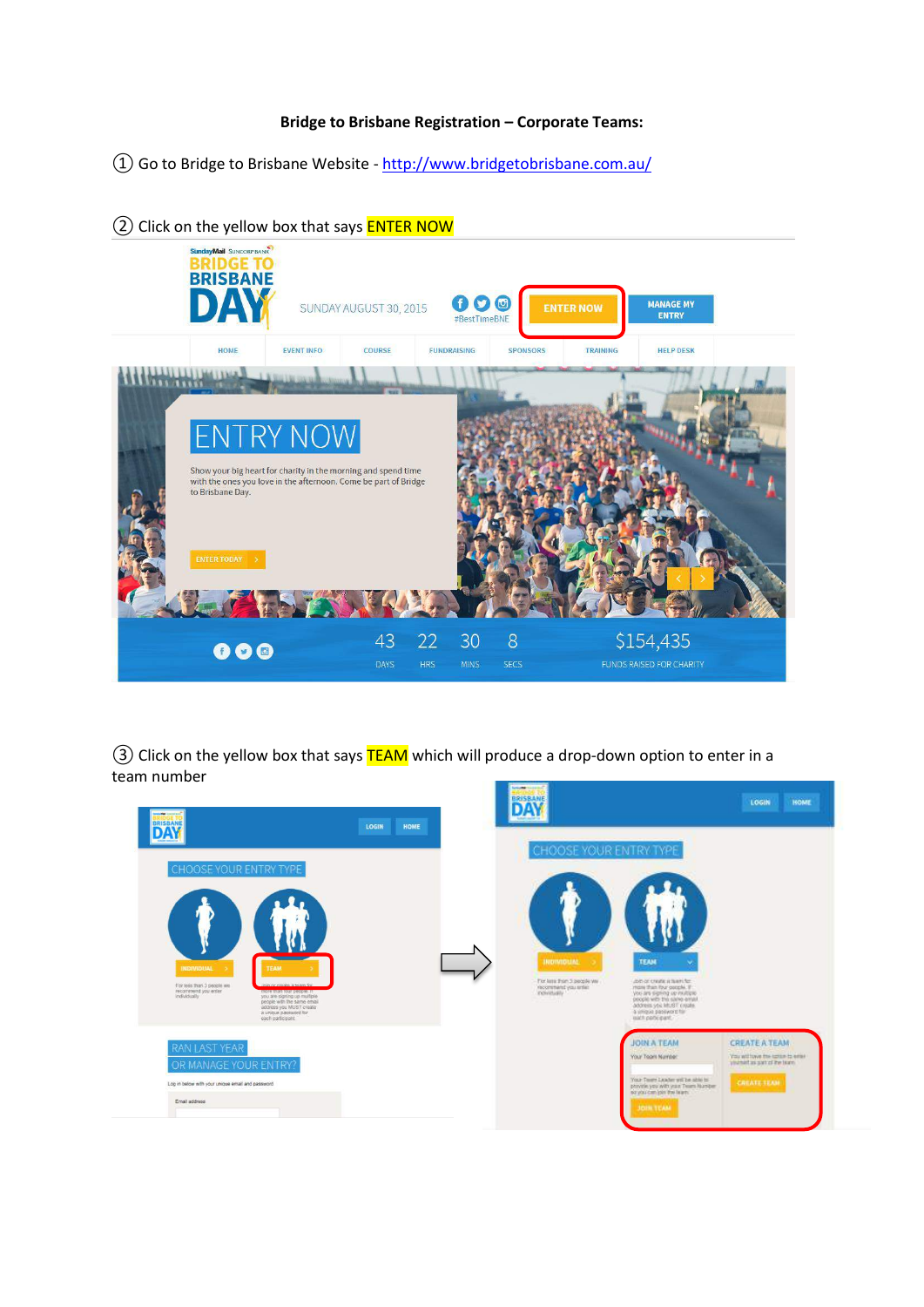**Bridge to Brisbane Registration – Corporate Teams:**

① Go to Bridge to Brisbane Website - http://www.bridgetobrisbane.com.au/

② Click on the yellow box that says ENTER NOW

③ Click on the yellow box that says TEAM which will produce a drop-down option to enter in a team number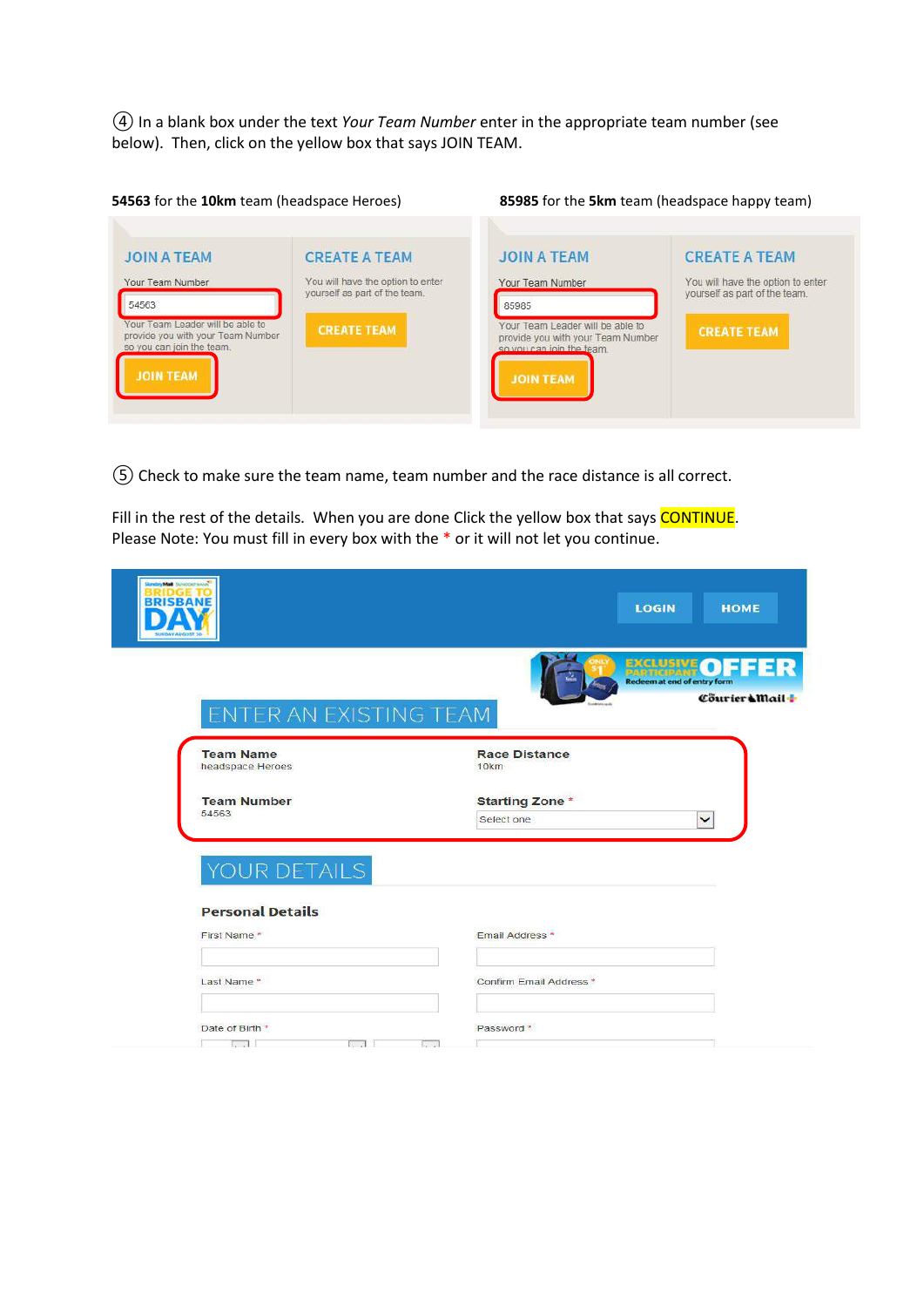④ In a blank box under the text *Your Team Number* enter in the appropriate team number (see below). Then, click on the yellow box that says JOIN TEAM.

**54563** for the **10km** team (headspace Heroes)

JOIN A TEAM

Your Team Number

54563

Your Team Leader will be able to provide you with your Team Number so you can join the team.

JOIN TEAM

CREATE A TEAM

You will have the option to enter yourself as part of the team.

CREATE TEAM

**85985** for the **5km** team (headspace happy team)

JOIN A TEAM

Your Team Number

85985

Your Team Leader will be able to provide you with your Team Number so you can join the team.

JOIN TEAM

CREATE A TEAM

You will have the option to enter yourself as part of the team.

CREATE TEAM

⑤ Check to make sure the team name, team number and the race distance is all correct.

Fill in the rest of the details. When you are done Click the yellow box that says CONTINUE.
Please Note: You must fill in every box with the * or it will not let you continue.

BRIDGE TO BRISBANE DAY

LOGIN HOME

EXCLUSIVE PARTICIPANT OFFER
Redeem at end of entry form

ENTER AN EXISTING TEAM

**Team Name**
headspace Heroes

**Race Distance**
10km

**Team Number**
54563

**Starting Zone** *
Select one

YOUR DETAILS

**Personal Details**

First Name *

Email Address *

Last Name *

Confirm Email Address *

Date of Birth *

Password *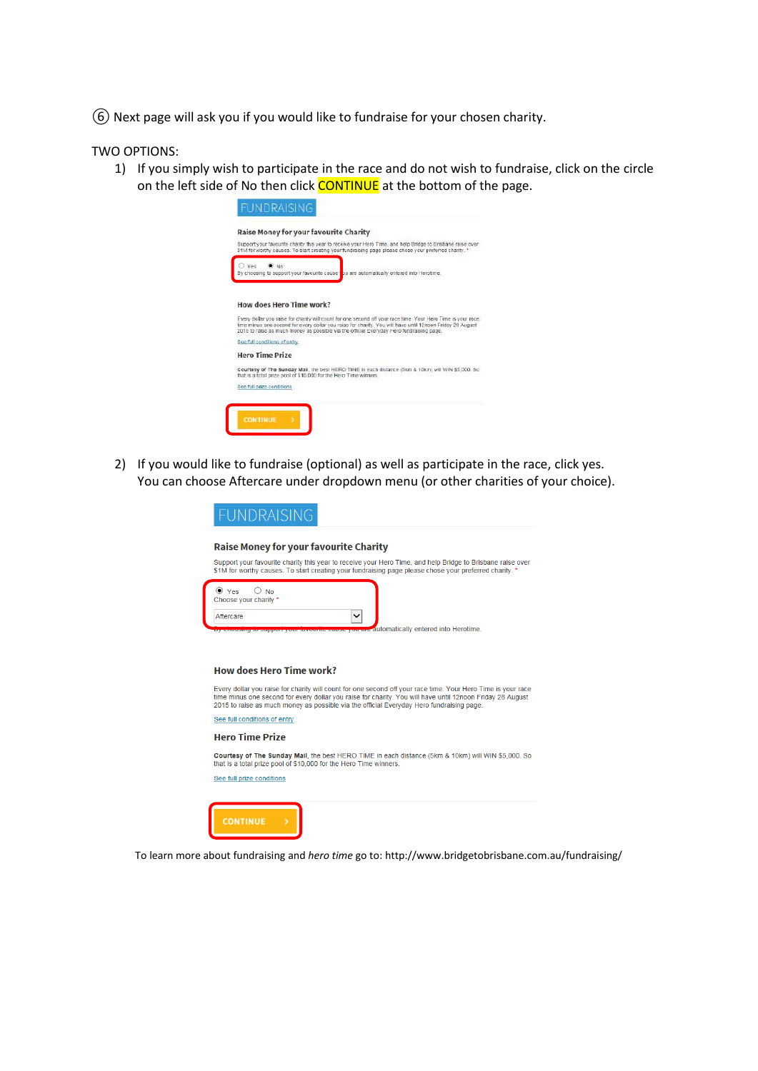⑥ Next page will ask you if you would like to fundraise for your chosen charity.

TWO OPTIONS:

1) If you simply wish to participate in the race and do not wish to fundraise, click on the circle on the left side of No then click CONTINUE at the bottom of the page.

FUNDRAISING

**Raise Money for your favourite Charity**

Support your favourite charity this year to receive your Hero Time, and help Bridge to Brisbane raise over $1M for worthy causes. To start creating your fundraising page please chose your preferred charity. *

○ Yes ● No

By choosing to support your favourite cause you are automatically entered into Herotime.

**How does Hero Time work?**

Every dollar you raise for charity will count for one second off your race time. Your Hero Time is your race time minus one second for every dollar you raise for charity. You will have until 12noon Friday 28 August 2015 to raise as much money as possible via the official Everyday Hero fundraising page.

See full conditions of entry

**Hero Time Prize**

Courtesy of The Sunday Mail, the best HERO TIME in each distance (5km & 10km) will WIN $5,000. So that is a total prize pool of $10,000 for the Hero Time winners.

See full prize conditions

CONTINUE >

2) If you would like to fundraise (optional) as well as participate in the race, click yes. You can choose Aftercare under dropdown menu (or other charities of your choice).

FUNDRAISING

**Raise Money for your favourite Charity**

Support your favourite charity this year to receive your Hero Time, and help Bridge to Brisbane raise over $1M for worthy causes. To start creating your fundraising page please chose your preferred charity. *

● Yes ○ No

Choose your charity *

Aftercare

By choosing to support your favourite cause you are automatically entered into Herotime.

**How does Hero Time work?**

Every dollar you raise for charity will count for one second off your race time. Your Hero Time is your race time minus one second for every dollar you raise for charity. You will have until 12noon Friday 28 August 2015 to raise as much money as possible via the official Everyday Hero fundraising page.

See full conditions of entry

**Hero Time Prize**

Courtesy of The Sunday Mail, the best HERO TIME in each distance (5km & 10km) will WIN $5,000. So that is a total prize pool of $10,000 for the Hero Time winners.

See full prize conditions

CONTINUE >

To learn more about fundraising and *hero time* go to: http://www.bridgetobrisbane.com.au/fundraising/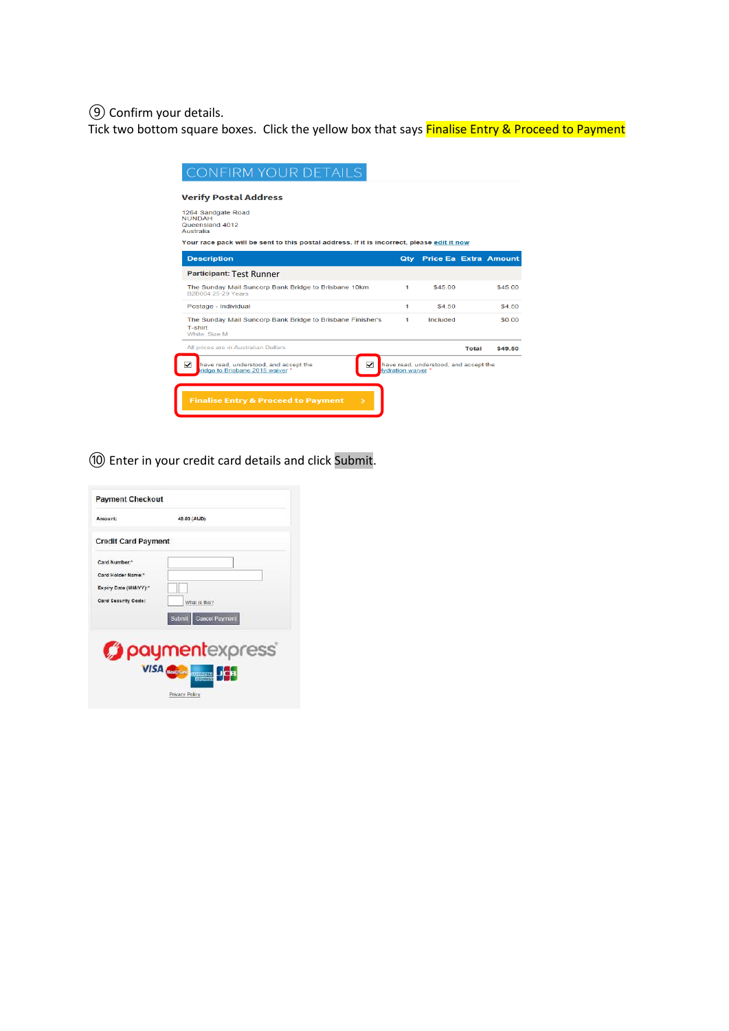⑨ Confirm your details.
Tick two bottom square boxes. Click the yellow box that says Finalise Entry & Proceed to Payment

CONFIRM YOUR DETAILS

**Verify Postal Address**

1264 Sandgate Road
NUNDAH
Queensland 4012
Australia

Your race pack will be sent to this postal address. If it is incorrect, please edit it now

| Description | Qty | Price Ea | Extra | Amount |
|---|---|---|---|---|
| **Participant:** Test Runner | | | | |
| The Sunday Mail Suncorp Bank Bridge to Brisbane 10km B2B004 25-29 Years | 1 | $45.00 | | $45.00 |
| Postage - Individual | 1 | $4.50 | | $4.50 |
| The Sunday Mail Suncorp Bank Bridge to Brisbane Finisher's T-shirt White: Size M | 1 | Included | | $0.00 |
| All prices are in Australian Dollars | | | Total | $49.50 |

☑ I have read, understood, and accept the Bridge to Brisbane 2015 waiver *

☑ I have read, understood, and accept the Hydration waiver *

Finalise Entry & Proceed to Payment >

⑩ Enter in your credit card details and click Submit.

**Payment Checkout**

Amount: 49.50 (AUD)

**Credit Card Payment**

Card Number:*

Card Holder Name:*

Expiry Date (MM/YY):*

Card Security Code: What is this?

Submit | Cancel Payment

paymentexpress

VISA MasterCard AMERICAN EXPRESS JCB

Privacy Policy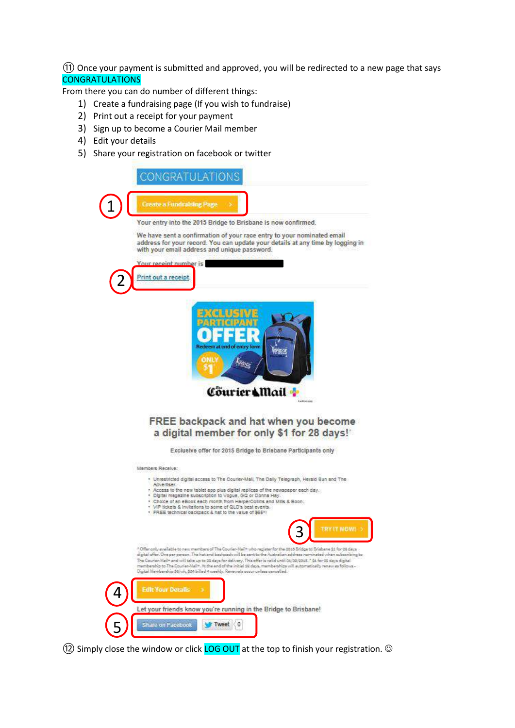⑪ Once your payment is submitted and approved, you will be redirected to a new page that says CONGRATULATIONS

From there you can do number of different things:

1) Create a fundraising page (If you wish to fundraise)
2) Print out a receipt for your payment
3) Sign up to become a Courier Mail member
4) Edit your details
5) Share your registration on facebook or twitter

CONGRATULATIONS

1 Create a Fundraising Page >

Your entry into the 2015 Bridge to Brisbane is now confirmed.

We have sent a confirmation of your race entry to your nominated email address for your record. You can update your details at any time by logging in with your email address and unique password.

Your receipt number is

2 Print out a receipt

EXCLUSIVE PARTICIPANT OFFER

Redeem at end of entry form

ONLY $1

The Courier Mail

FREE backpack and hat when you become a digital member for only $1 for 28 days!

Exclusive offer for 2015 Bridge to Brisbane Participants only

Members Receive:

- Unrestricted digital access to The Courier-Mail, The Daily Telegraph, Herald Sun and The Advertiser.
- Access to the new tablet app plus digital replicas of the newspaper each day.
- Digital magazine subscription to Vogue, GQ or Donna Hay.
- Choice of an eBook each month from HarperCollins and Mills & Boon.
- VIP tickets & invitations to some of QLD's best events.
- FREE technical backpack & hat to the value of $65*!

3 TRY IT NOW! >

4 Edit Your Details >

Let your friends know you're running in the Bridge to Brisbane!

5 Share on Facebook Tweet 0

⑫ Simply close the window or click LOG OUT at the top to finish your registration. ☺